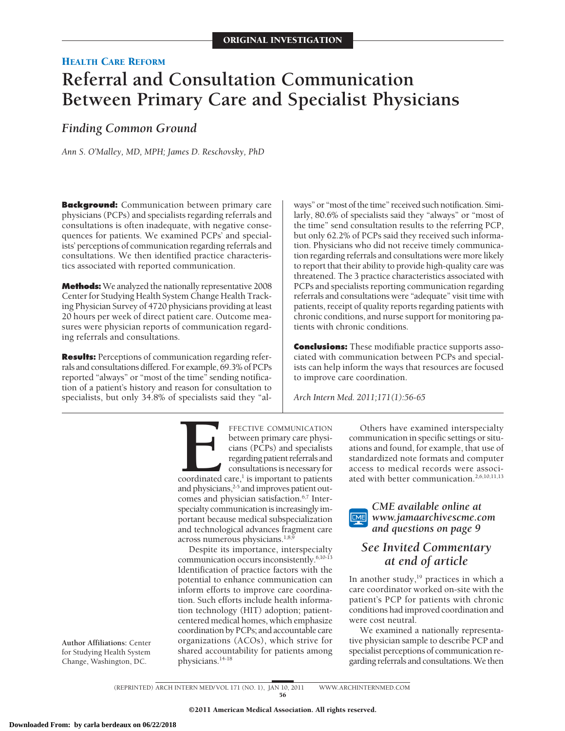ORIGINAL INVESTIGATION

HEALTH CARE REFORM

# Referral and Consultation Communication Between Primary Care and Specialist Physicians

## *Finding Common Ground*

*Ann S. O'Malley, MD, MPH; James D. Reschovsky, PhD*

**Background:** Communication between primary care physicians (PCPs) and specialists regarding referrals and consultations is often inadequate, with negative consequences for patients. We examined PCPs' and specialists' perceptions of communication regarding referrals and consultations. We then identified practice characteristics associated with reported communication.

**Methods:** We analyzed the nationally representative 2008 Center for Studying Health System Change Health Tracking Physician Survey of 4720 physicians providing at least 20 hours per week of direct patient care. Outcome measures were physician reports of communication regarding referrals and consultations.

**Results:** Perceptions of communication regarding referrals and consultations differed. For example, 69.3% of PCPs reported "always" or "most of the time" sending notification of a patient's history and reason for consultation to specialists, but only 34.8% of specialists said they "always" or "most of the time" received such notification. Similarly, 80.6% of specialists said they "always" or "most of the time" send consultation results to the referring PCP, but only 62.2% of PCPs said they received such information. Physicians who did not receive timely communication regarding referrals and consultations were more likely to report that their ability to provide high-quality care was threatened. The 3 practice characteristics associated with PCPs and specialists reporting communication regarding referrals and consultations were "adequate" visit time with patients, receipt of quality reports regarding patients with chronic conditions, and nurse support for monitoring patients with chronic conditions.

**Conclusions:** These modifiable practice supports associated with communication between PCPs and specialists can help inform the ways that resources are focused to improve care coordination.

*Arch Intern Med. 2011;171(1):56-65*

Author Affiliations: Center for Studying Health System Change, Washington, DC.

EFFECTIVE COMMUNICATION between primary care physicians (PCPs) and specialists regarding patient referrals and consultations is necessary for coordinated care,[1] is important to patients and physicians,[2-5] and improves patient outcomes and physician satisfaction.[6,7] Interspecialty communication is increasingly important because medical subspecialization and technological advances fragment care across numerous physicians.[1,8,9]

Despite its importance, interspecialty communication occurs inconsistently.[6,10-13] Identification of practice factors with the potential to enhance communication can inform efforts to improve care coordination. Such efforts include health information technology (HIT) adoption; patient-centered medical homes, which emphasize coordination by PCPs; and accountable care organizations (ACOs), which strive for shared accountability for patients among physicians.[14-18]

Others have examined interspecialty communication in specific settings or situations and found, for example, that use of standardized note formats and computer access to medical records were associated with better communication.[2,6,10,11,13]

*CME available online at www.jamaarchivescme.com and questions on page 9*

*See Invited Commentary at end of article*

In another study,[19] practices in which a care coordinator worked on-site with the patient's PCP for patients with chronic conditions had improved coordination and were cost neutral.

We examined a nationally representative physician sample to describe PCP and specialist perceptions of communication regarding referrals and consultations. We then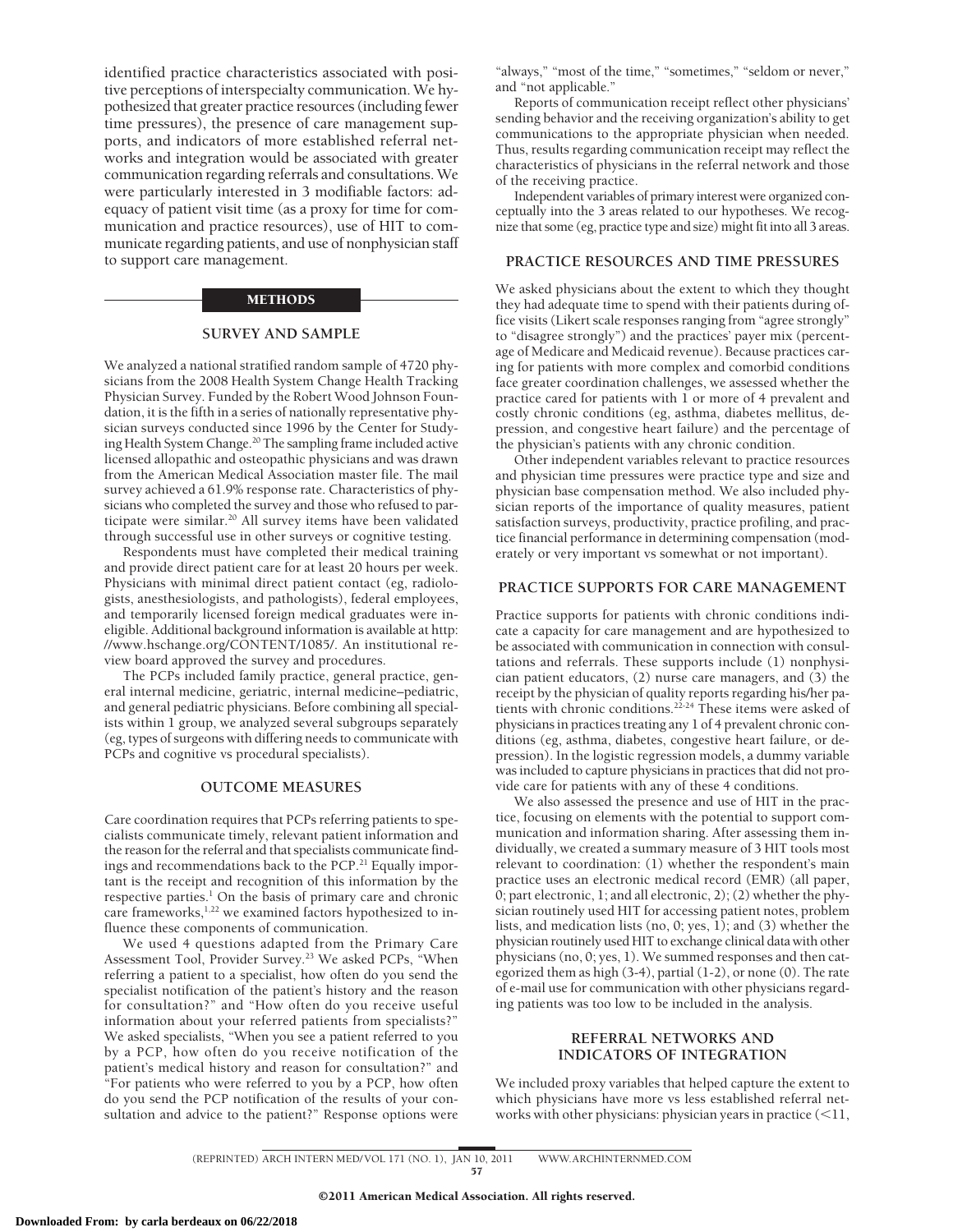identified practice characteristics associated with positive perceptions of interspecialty communication. We hypothesized that greater practice resources (including fewer time pressures), the presence of care management supports, and indicators of more established referral networks and integration would be associated with greater communication regarding referrals and consultations. We were particularly interested in 3 modifiable factors: adequacy of patient visit time (as a proxy for time for communication and practice resources), use of HIT to communicate regarding patients, and use of nonphysician staff to support care management.

## METHODS

### SURVEY AND SAMPLE

We analyzed a national stratified random sample of 4720 physicians from the 2008 Health System Change Health Tracking Physician Survey. Funded by the Robert Wood Johnson Foundation, it is the fifth in a series of nationally representative physician surveys conducted since 1996 by the Center for Studying Health System Change.[20] The sampling frame included active licensed allopathic and osteopathic physicians and was drawn from the American Medical Association master file. The mail survey achieved a 61.9% response rate. Characteristics of physicians who completed the survey and those who refused to participate were similar.[20] All survey items have been validated through successful use in other surveys or cognitive testing.

Respondents must have completed their medical training and provide direct patient care for at least 20 hours per week. Physicians with minimal direct patient contact (eg, radiologists, anesthesiologists, and pathologists), federal employees, and temporarily licensed foreign medical graduates were ineligible. Additional background information is available at http://www.hschange.org/CONTENT/1085/. An institutional review board approved the survey and procedures.

The PCPs included family practice, general practice, general internal medicine, geriatric, internal medicine–pediatric, and general pediatric physicians. Before combining all specialists within 1 group, we analyzed several subgroups separately (eg, types of surgeons with differing needs to communicate with PCPs and cognitive vs procedural specialists).

### OUTCOME MEASURES

Care coordination requires that PCPs referring patients to specialists communicate timely, relevant patient information and the reason for the referral and that specialists communicate findings and recommendations back to the PCP.[21] Equally important is the receipt and recognition of this information by the respective parties.[1] On the basis of primary care and chronic care frameworks,[1,22] we examined factors hypothesized to influence these components of communication.

We used 4 questions adapted from the Primary Care Assessment Tool, Provider Survey.[23] We asked PCPs, "When referring a patient to a specialist, how often do you send the specialist notification of the patient's history and the reason for consultation?" and "How often do you receive useful information about your referred patients from specialists?" We asked specialists, "When you see a patient referred to you by a PCP, how often do you receive notification of the patient's medical history and reason for consultation?" and "For patients who were referred to you by a PCP, how often do you send the PCP notification of the results of your consultation and advice to the patient?" Response options were "always," "most of the time," "sometimes," "seldom or never," and "not applicable."

Reports of communication receipt reflect other physicians' sending behavior and the receiving organization's ability to get communications to the appropriate physician when needed. Thus, results regarding communication receipt may reflect the characteristics of physicians in the referral network and those of the receiving practice.

Independent variables of primary interest were organized conceptually into the 3 areas related to our hypotheses. We recognize that some (eg, practice type and size) might fit into all 3 areas.

### PRACTICE RESOURCES AND TIME PRESSURES

We asked physicians about the extent to which they thought they had adequate time to spend with their patients during office visits (Likert scale responses ranging from "agree strongly" to "disagree strongly") and the practices' payer mix (percentage of Medicare and Medicaid revenue). Because practices caring for patients with more complex and comorbid conditions face greater coordination challenges, we assessed whether the practice cared for patients with 1 or more of 4 prevalent and costly chronic conditions (eg, asthma, diabetes mellitus, depression, and congestive heart failure) and the percentage of the physician's patients with any chronic condition.

Other independent variables relevant to practice resources and physician time pressures were practice type and size and physician base compensation method. We also included physician reports of the importance of quality measures, patient satisfaction surveys, productivity, practice profiling, and practice financial performance in determining compensation (moderately or very important vs somewhat or not important).

### PRACTICE SUPPORTS FOR CARE MANAGEMENT

Practice supports for patients with chronic conditions indicate a capacity for care management and are hypothesized to be associated with communication in connection with consultations and referrals. These supports include (1) nonphysician patient educators, (2) nurse care managers, and (3) the receipt by the physician of quality reports regarding his/her patients with chronic conditions.[22-24] These items were asked of physicians in practices treating any 1 of 4 prevalent chronic conditions (eg, asthma, diabetes, congestive heart failure, or depression). In the logistic regression models, a dummy variable was included to capture physicians in practices that did not provide care for patients with any of these 4 conditions.

We also assessed the presence and use of HIT in the practice, focusing on elements with the potential to support communication and information sharing. After assessing them individually, we created a summary measure of 3 HIT tools most relevant to coordination: (1) whether the respondent's main practice uses an electronic medical record (EMR) (all paper, 0; part electronic, 1; and all electronic, 2); (2) whether the physician routinely used HIT for accessing patient notes, problem lists, and medication lists (no, 0; yes, 1); and (3) whether the physician routinely used HIT to exchange clinical data with other physicians (no, 0; yes, 1). We summed responses and then categorized them as high (3-4), partial (1-2), or none (0). The rate of e-mail use for communication with other physicians regarding patients was too low to be included in the analysis.

### REFERRAL NETWORKS AND INDICATORS OF INTEGRATION

We included proxy variables that helped capture the extent to which physicians have more vs less established referral networks with other physicians: physician years in practice (<11,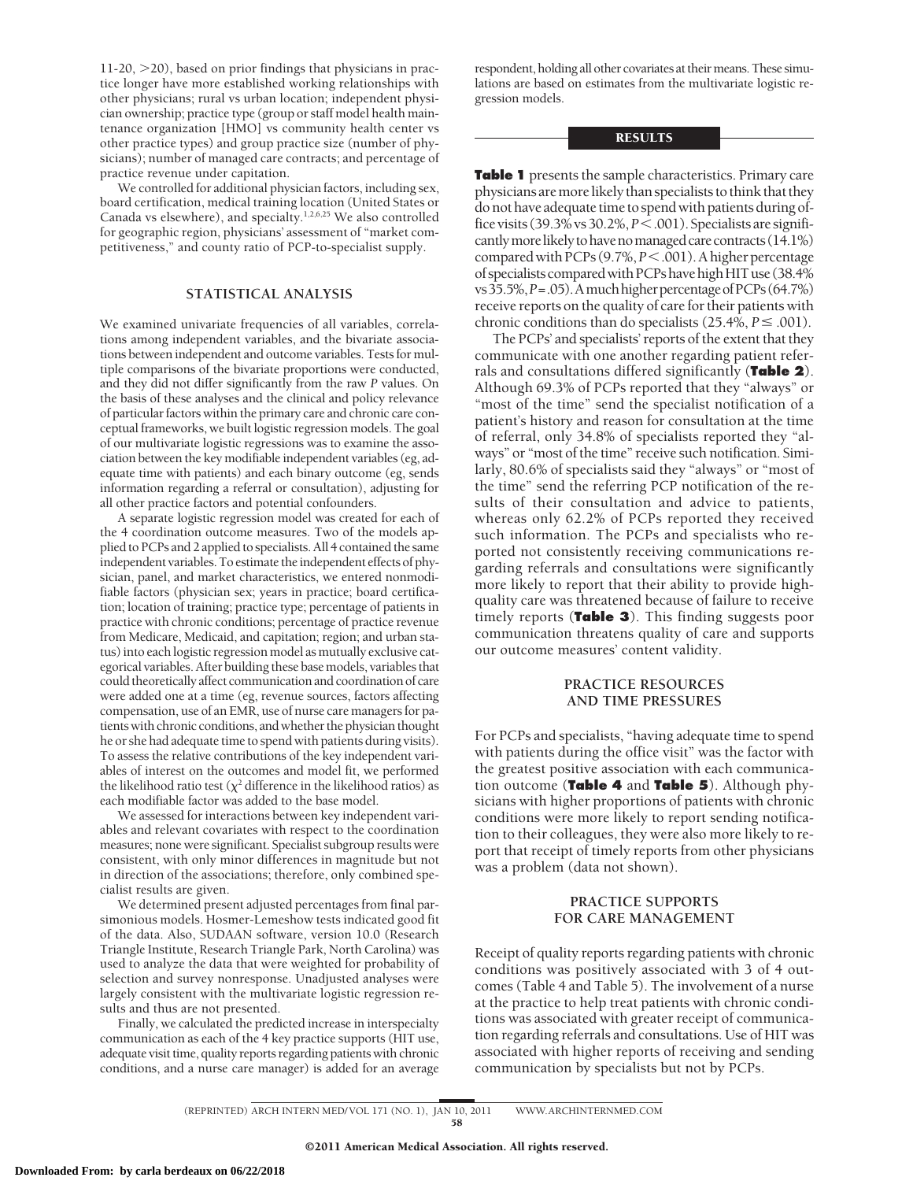11-20, >20), based on prior findings that physicians in practice longer have more established working relationships with other physicians; rural vs urban location; independent physician ownership; practice type (group or staff model health maintenance organization [HMO] vs community health center vs other practice types) and group practice size (number of physicians); number of managed care contracts; and percentage of practice revenue under capitation.

We controlled for additional physician factors, including sex, board certification, medical training location (United States or Canada vs elsewhere), and specialty.[1,2,6,25] We also controlled for geographic region, physicians' assessment of "market competitiveness," and county ratio of PCP-to-specialist supply.

## STATISTICAL ANALYSIS

We examined univariate frequencies of all variables, correlations among independent variables, and the bivariate associations between independent and outcome variables. Tests for multiple comparisons of the bivariate proportions were conducted, and they did not differ significantly from the raw *P* values. On the basis of these analyses and the clinical and policy relevance of particular factors within the primary care and chronic care conceptual frameworks, we built logistic regression models. The goal of our multivariate logistic regressions was to examine the association between the key modifiable independent variables (eg, adequate time with patients) and each binary outcome (eg, sends information regarding a referral or consultation), adjusting for all other practice factors and potential confounders.

A separate logistic regression model was created for each of the 4 coordination outcome measures. Two of the models applied to PCPs and 2 applied to specialists. All 4 contained the same independent variables. To estimate the independent effects of physician, panel, and market characteristics, we entered nonmodifiable factors (physician sex; years in practice; board certification; location of training; practice type; percentage of patients in practice with chronic conditions; percentage of practice revenue from Medicare, Medicaid, and capitation; region; and urban status) into each logistic regression model as mutually exclusive categorical variables. After building these base models, variables that could theoretically affect communication and coordination of care were added one at a time (eg, revenue sources, factors affecting compensation, use of an EMR, use of nurse care managers for patients with chronic conditions, and whether the physician thought he or she had adequate time to spend with patients during visits). To assess the relative contributions of the key independent variables of interest on the outcomes and model fit, we performed the likelihood ratio test ($\chi^2$ difference in the likelihood ratios) as each modifiable factor was added to the base model.

We assessed for interactions between key independent variables and relevant covariates with respect to the coordination measures; none were significant. Specialist subgroup results were consistent, with only minor differences in magnitude but not in direction of the associations; therefore, only combined specialist results are given.

We determined present adjusted percentages from final parsimonious models. Hosmer-Lemeshow tests indicated good fit of the data. Also, SUDAAN software, version 10.0 (Research Triangle Institute, Research Triangle Park, North Carolina) was used to analyze the data that were weighted for probability of selection and survey nonresponse. Unadjusted analyses were largely consistent with the multivariate logistic regression results and thus are not presented.

Finally, we calculated the predicted increase in interspecialty communication as each of the 4 key practice supports (HIT use, adequate visit time, quality reports regarding patients with chronic conditions, and a nurse care manager) is added for an average respondent, holding all other covariates at their means. These simulations are based on estimates from the multivariate logistic regression models.

## RESULTS

**Table 1** presents the sample characteristics. Primary care physicians are more likely than specialists to think that they do not have adequate time to spend with patients during office visits (39.3% vs 30.2%, $P < .001$). Specialists are significantly more likely to have no managed care contracts (14.1%) compared with PCPs (9.7%, $P < .001$). A higher percentage of specialists compared with PCPs have high HIT use (38.4% vs 35.5%, $P = .05$). A much higher percentage of PCPs (64.7%) receive reports on the quality of care for their patients with chronic conditions than do specialists (25.4%, $P \leq .001$).

The PCPs' and specialists' reports of the extent that they communicate with one another regarding patient referrals and consultations differed significantly (**Table 2**). Although 69.3% of PCPs reported that they "always" or "most of the time" send the specialist notification of a patient's history and reason for consultation at the time of referral, only 34.8% of specialists reported they "always" or "most of the time" receive such notification. Similarly, 80.6% of specialists said they "always" or "most of the time" send the referring PCP notification of the results of their consultation and advice to patients, whereas only 62.2% of PCPs reported they received such information. The PCPs and specialists who reported not consistently receiving communications regarding referrals and consultations were significantly more likely to report that their ability to provide high-quality care was threatened because of failure to receive timely reports (**Table 3**). This finding suggests poor communication threatens quality of care and supports our outcome measures' content validity.

### PRACTICE RESOURCES AND TIME PRESSURES

For PCPs and specialists, "having adequate time to spend with patients during the office visit" was the factor with the greatest positive association with each communication outcome (**Table 4** and **Table 5**). Although physicians with higher proportions of patients with chronic conditions were more likely to report sending notification to their colleagues, they were also more likely to report that receipt of timely reports from other physicians was a problem (data not shown).

### PRACTICE SUPPORTS FOR CARE MANAGEMENT

Receipt of quality reports regarding patients with chronic conditions was positively associated with 3 of 4 outcomes (Table 4 and Table 5). The involvement of a nurse at the practice to help treat patients with chronic conditions was associated with greater receipt of communication regarding referrals and consultations. Use of HIT was associated with higher reports of receiving and sending communication by specialists but not by PCPs.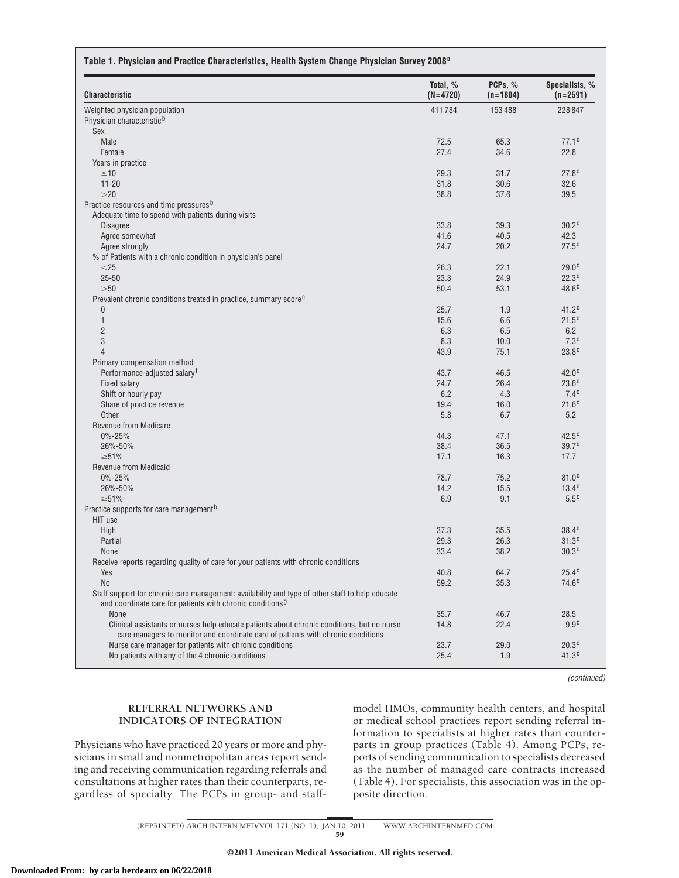**Table 1. Physician and Practice Characteristics, Health System Change Physician Survey 2008[a]**

| Characteristic | Total, % (N=4720) | PCPs, % (n=1804) | Specialists, % (n=2591) |
|---|---|---|---|
| Weighted physician population | 411 784 | 153 488 | 228 847 |
| Physician characteristic[b] | | | |
| Sex | | | |
| Male | 72.5 | 65.3 | 77.1[c] |
| Female | 27.4 | 34.6 | 22.8 |
| Years in practice | | | |
| ≤10 | 29.3 | 31.7 | 27.8[c] |
| 11-20 | 31.8 | 30.6 | 32.6 |
| >20 | 38.8 | 37.6 | 39.5 |
| Practice resources and time pressures[b] | | | |
| Adequate time to spend with patients during visits | | | |
| Disagree | 33.8 | 39.3 | 30.2[c] |
| Agree somewhat | 41.6 | 40.5 | 42.3 |
| Agree strongly | 24.7 | 20.2 | 27.5[c] |
| % of Patients with a chronic condition in physician's panel | | | |
| <25 | 26.3 | 22.1 | 29.0[c] |
| 25-50 | 23.3 | 24.9 | 22.3[d] |
| >50 | 50.4 | 53.1 | 48.6[c] |
| Prevalent chronic conditions treated in practice, summary score[e] | | | |
| 0 | 25.7 | 1.9 | 41.2[c] |
| 1 | 15.6 | 6.6 | 21.5[c] |
| 2 | 6.3 | 6.5 | 6.2 |
| 3 | 8.3 | 10.0 | 7.3[c] |
| 4 | 43.9 | 75.1 | 23.8[c] |
| Primary compensation method | | | |
| Performance-adjusted salary[f] | 43.7 | 46.5 | 42.0[c] |
| Fixed salary | 24.7 | 26.4 | 23.6[d] |
| Shift or hourly pay | 6.2 | 4.3 | 7.4[c] |
| Share of practice revenue | 19.4 | 16.0 | 21.6[c] |
| Other | 5.8 | 6.7 | 5.2 |
| Revenue from Medicare | | | |
| 0%-25% | 44.3 | 47.1 | 42.5[c] |
| 26%-50% | 38.4 | 36.5 | 39.7[d] |
| ≥51% | 17.1 | 16.3 | 17.7 |
| Revenue from Medicaid | | | |
| 0%-25% | 78.7 | 75.2 | 81.0[c] |
| 26%-50% | 14.2 | 15.5 | 13.4[d] |
| ≥51% | 6.9 | 9.1 | 5.5[c] |
| Practice supports for care management[b] | | | |
| HIT use | | | |
| High | 37.3 | 35.5 | 38.4[d] |
| Partial | 29.3 | 26.3 | 31.3[c] |
| None | 33.4 | 38.2 | 30.3[c] |
| Receive reports regarding quality of care for your patients with chronic conditions | | | |
| Yes | 40.8 | 64.7 | 25.4[c] |
| No | 59.2 | 35.3 | 74.6[c] |
| Staff support for chronic care management: availability and type of other staff to help educate and coordinate care for patients with chronic conditions[g] | | | |
| None | 35.7 | 46.7 | 28.5 |
| Clinical assistants or nurses help educate patients about chronic conditions, but no nurse care managers to monitor and coordinate care of patients with chronic conditions | 14.8 | 22.4 | 9.9[c] |
| Nurse care manager for patients with chronic conditions | 23.7 | 29.0 | 20.3[c] |
| No patients with any of the 4 chronic conditions | 25.4 | 1.9 | 41.3[c] |

*(continued)*

## REFERRAL NETWORKS AND INDICATORS OF INTEGRATION

Physicians who have practiced 20 years or more and physicians in small and nonmetropolitan areas report sending and receiving communication regarding referrals and consultations at higher rates than their counterparts, regardless of specialty. The PCPs in group- and staff-model HMOs, community health centers, and hospital or medical school practices report sending referral information to specialists at higher rates than counterparts in group practices (Table 4). Among PCPs, reports of sending communication to specialists decreased as the number of managed care contracts increased (Table 4). For specialists, this association was in the opposite direction.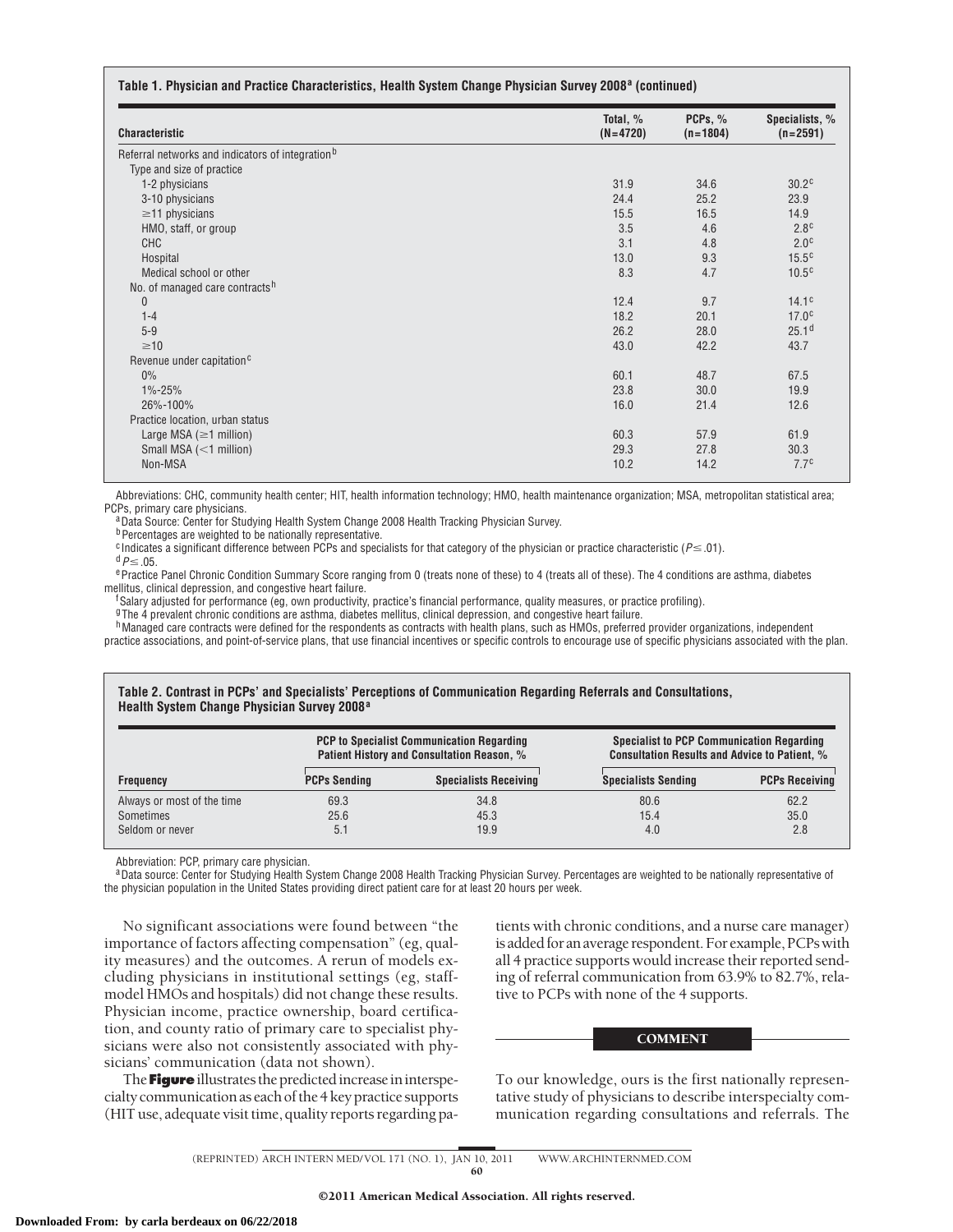**Table 1. Physician and Practice Characteristics, Health System Change Physician Survey 2008[a] (continued)**

| Characteristic | Total, % (N=4720) | PCPs, % (n=1804) | Specialists, % (n=2591) |
|---|---|---|---|
| Referral networks and indicators of integration[b] | | | |
| Type and size of practice | | | |
| 1-2 physicians | 31.9 | 34.6 | 30.2[c] |
| 3-10 physicians | 24.4 | 25.2 | 23.9 |
| ≥11 physicians | 15.5 | 16.5 | 14.9 |
| HMO, staff, or group | 3.5 | 4.6 | 2.8[c] |
| CHC | 3.1 | 4.8 | 2.0[c] |
| Hospital | 13.0 | 9.3 | 15.5[c] |
| Medical school or other | 8.3 | 4.7 | 10.5[c] |
| No. of managed care contracts[h] | | | |
| 0 | 12.4 | 9.7 | 14.1[c] |
| 1-4 | 18.2 | 20.1 | 17.0[c] |
| 5-9 | 26.2 | 28.0 | 25.1[d] |
| ≥10 | 43.0 | 42.2 | 43.7 |
| Revenue under capitation[c] | | | |
| 0% | 60.1 | 48.7 | 67.5 |
| 1%-25% | 23.8 | 30.0 | 19.9 |
| 26%-100% | 16.0 | 21.4 | 12.6 |
| Practice location, urban status | | | |
| Large MSA (≥1 million) | 60.3 | 57.9 | 61.9 |
| Small MSA (<1 million) | 29.3 | 27.8 | 30.3 |
| Non-MSA | 10.2 | 14.2 | 7.7[c] |

Abbreviations: CHC, community health center; HIT, health information technology; HMO, health maintenance organization; MSA, metropolitan statistical area; PCPs, primary care physicians.

[a]Data Source: Center for Studying Health System Change 2008 Health Tracking Physician Survey.

[b]Percentages are weighted to be nationally representative.

[c]Indicates a significant difference between PCPs and specialists for that category of the physician or practice characteristic ($P \leq .01$).

[d]$P \leq .05$.

[e]Practice Panel Chronic Condition Summary Score ranging from 0 (treats none of these) to 4 (treats all of these). The 4 conditions are asthma, diabetes mellitus, clinical depression, and congestive heart failure.

[f]Salary adjusted for performance (eg, own productivity, practice's financial performance, quality measures, or practice profiling).

[g]The 4 prevalent chronic conditions are asthma, diabetes mellitus, clinical depression, and congestive heart failure.

[h]Managed care contracts were defined for the respondents as contracts with health plans, such as HMOs, preferred provider organizations, independent practice associations, and point-of-service plans, that use financial incentives or specific controls to encourage use of specific physicians associated with the plan.

**Table 2. Contrast in PCPs' and Specialists' Perceptions of Communication Regarding Referrals and Consultations, Health System Change Physician Survey 2008[a]**

| | PCP to Specialist Communication Regarding Patient History and Consultation Reason, % | | Specialist to PCP Communication Regarding Consultation Results and Advice to Patient, % | |
|---|---|---|---|---|
| Frequency | PCPs Sending | Specialists Receiving | Specialists Sending | PCPs Receiving |
| Always or most of the time | 69.3 | 34.8 | 80.6 | 62.2 |
| Sometimes | 25.6 | 45.3 | 15.4 | 35.0 |
| Seldom or never | 5.1 | 19.9 | 4.0 | 2.8 |

Abbreviation: PCP, primary care physician.

[a]Data source: Center for Studying Health System Change 2008 Health Tracking Physician Survey. Percentages are weighted to be nationally representative of the physician population in the United States providing direct patient care for at least 20 hours per week.

No significant associations were found between "the importance of factors affecting compensation" (eg, quality measures) and the outcomes. A rerun of models excluding physicians in institutional settings (eg, staff-model HMOs and hospitals) did not change these results. Physician income, practice ownership, board certification, and county ratio of primary care to specialist physicians were also not consistently associated with physicians' communication (data not shown).

The **Figure** illustrates the predicted increase in interspecialty communication as each of the 4 key practice supports (HIT use, adequate visit time, quality reports regarding patients with chronic conditions, and a nurse care manager) is added for an average respondent. For example, PCPs with all 4 practice supports would increase their reported sending of referral communication from 63.9% to 82.7%, relative to PCPs with none of the 4 supports.

## COMMENT

To our knowledge, ours is the first nationally representative study of physicians to describe interspecialty communication regarding consultations and referrals. The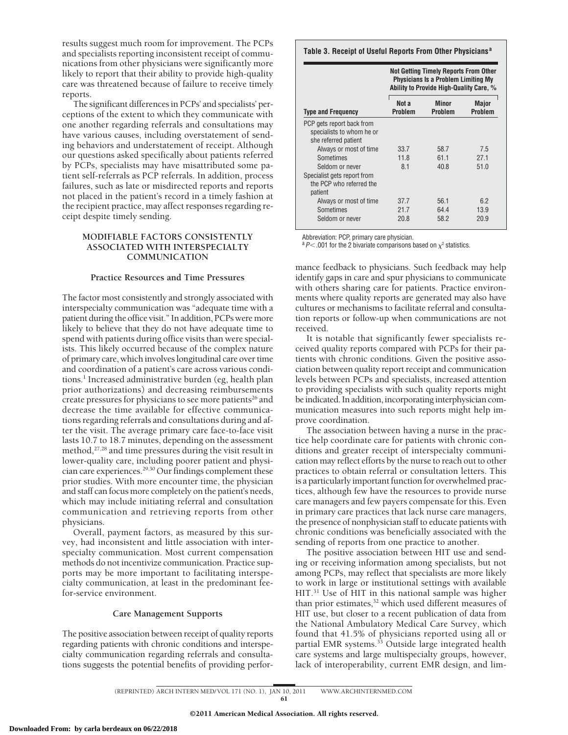results suggest much room for improvement. The PCPs and specialists reporting inconsistent receipt of communications from other physicians were significantly more likely to report that their ability to provide high-quality care was threatened because of failure to receive timely reports.

The significant differences in PCPs' and specialists' perceptions of the extent to which they communicate with one another regarding referrals and consultations may have various causes, including overstatement of sending behaviors and understatement of receipt. Although our questions asked specifically about patients referred by PCPs, specialists may have misattributed some patient self-referrals as PCP referrals. In addition, process failures, such as late or misdirected reports and reports not placed in the patient's record in a timely fashion at the recipient practice, may affect responses regarding receipt despite timely sending.

### MODIFIABLE FACTORS CONSISTENTLY ASSOCIATED WITH INTERSPECIALTY COMMUNICATION

#### Practice Resources and Time Pressures

The factor most consistently and strongly associated with interspecialty communication was "adequate time with a patient during the office visit." In addition, PCPs were more likely to believe that they do not have adequate time to spend with patients during office visits than were specialists. This likely occurred because of the complex nature of primary care, which involves longitudinal care over time and coordination of a patient's care across various conditions.[1] Increased administrative burden (eg, health plan prior authorizations) and decreasing reimbursements create pressures for physicians to see more patients[26] and decrease the time available for effective communications regarding referrals and consultations during and after the visit. The average primary care face-to-face visit lasts 10.7 to 18.7 minutes, depending on the assessment method,[27,28] and time pressures during the visit result in lower-quality care, including poorer patient and physician care experiences.[29,30] Our findings complement these prior studies. With more encounter time, the physician and staff can focus more completely on the patient's needs, which may include initiating referral and consultation communication and retrieving reports from other physicians.

Overall, payment factors, as measured by this survey, had inconsistent and little association with interspecialty communication. Most current compensation methods do not incentivize communication. Practice supports may be more important to facilitating interspecialty communication, at least in the predominant fee-for-service environment.

#### Care Management Supports

The positive association between receipt of quality reports regarding patients with chronic conditions and interspecialty communication regarding referrals and consultations suggests the potential benefits of providing performance feedback to physicians. Such feedback may help identify gaps in care and spur physicians to communicate with others sharing care for patients. Practice environments where quality reports are generated may also have cultures or mechanisms to facilitate referral and consultation reports or follow-up when communications are not received.

It is notable that significantly fewer specialists received quality reports compared with PCPs for their patients with chronic conditions. Given the positive association between quality report receipt and communication levels between PCPs and specialists, increased attention to providing specialists with such quality reports might be indicated. In addition, incorporating interphysician communication measures into such reports might help improve coordination.

The association between having a nurse in the practice help coordinate care for patients with chronic conditions and greater receipt of interspecialty communication may reflect efforts by the nurse to reach out to other practices to obtain referral or consultation letters. This is a particularly important function for overwhelmed practices, although few have the resources to provide nurse care managers and few payers compensate for this. Even in primary care practices that lack nurse care managers, the presence of nonphysician staff to educate patients with chronic conditions was beneficially associated with the sending of reports from one practice to another.

The positive association between HIT use and sending or receiving information among specialists, but not among PCPs, may reflect that specialists are more likely to work in large or institutional settings with available HIT.[31] Use of HIT in this national sample was higher than prior estimates,[32] which used different measures of HIT use, but closer to a recent publication of data from the National Ambulatory Medical Care Survey, which found that 41.5% of physicians reported using all or partial EMR systems.[33] Outside large integrated health care systems and large multispecialty groups, however, lack of interoperability, current EMR design, and lim-

**Table 3. Receipt of Useful Reports From Other Physicians[a]**

| | Not Getting Timely Reports From Other Physicians Is a Problem Limiting My Ability to Provide High-Quality Care, % | | |
|---|---|---|---|
| **Type and Frequency** | **Not a Problem** | **Minor Problem** | **Major Problem** |
| PCP gets report back from specialists to whom he or she referred patient | | | |
| Always or most of time | 33.7 | 58.7 | 7.5 |
| Sometimes | 11.8 | 61.1 | 27.1 |
| Seldom or never | 8.1 | 40.8 | 51.0 |
| Specialist gets report from the PCP who referred the patient | | | |
| Always or most of time | 37.7 | 56.1 | 6.2 |
| Sometimes | 21.7 | 64.4 | 13.9 |
| Seldom or never | 20.8 | 58.2 | 20.9 |

Abbreviation: PCP, primary care physician.

[a] $P < .001$ for the 2 bivariate comparisons based on $\chi^2$ statistics.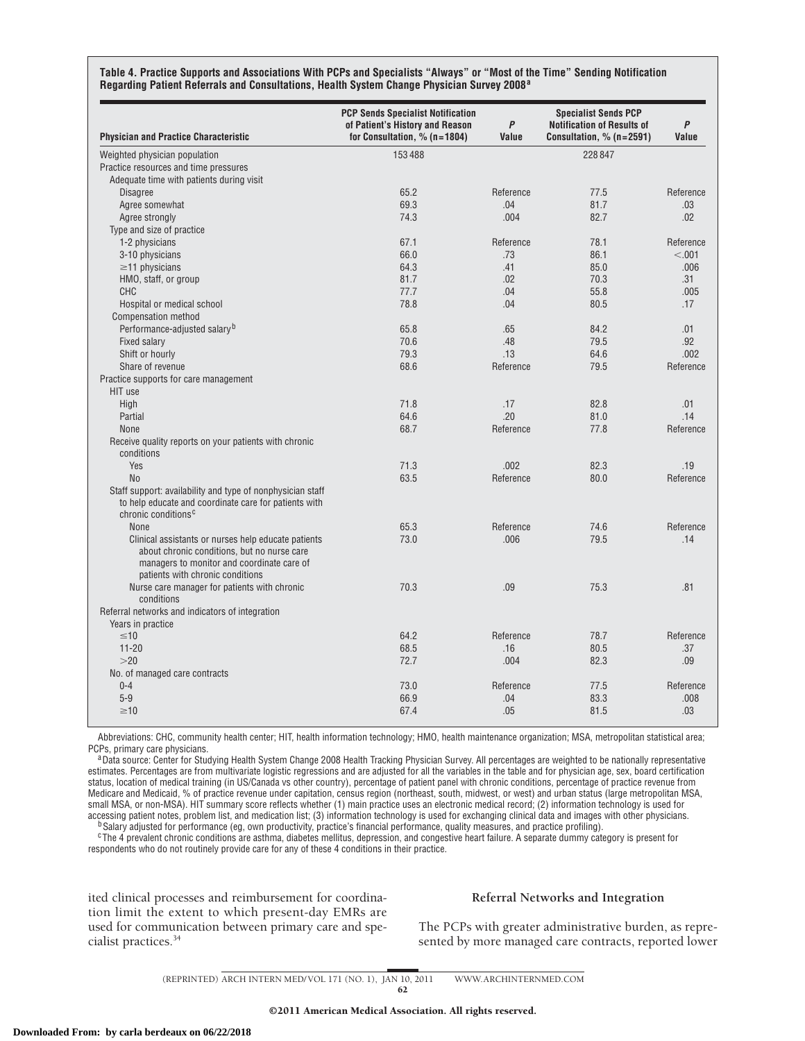**Table 4. Practice Supports and Associations With PCPs and Specialists "Always" or "Most of the Time" Sending Notification Regarding Patient Referrals and Consultations, Health System Change Physician Survey 2008[a]**

| Physician and Practice Characteristic | PCP Sends Specialist Notification of Patient's History and Reason for Consultation, % (n=1804) | *P* Value | Specialist Sends PCP Notification of Results of Consultation, % (n=2591) | *P* Value |
|---|---|---|---|---|
| Weighted physician population | 153 488 | | 228 847 | |
| Practice resources and time pressures | | | | |
| Adequate time with patients during visit | | | | |
| Disagree | 65.2 | Reference | 77.5 | Reference |
| Agree somewhat | 69.3 | .04 | 81.7 | .03 |
| Agree strongly | 74.3 | .004 | 82.7 | .02 |
| Type and size of practice | | | | |
| 1-2 physicians | 67.1 | Reference | 78.1 | Reference |
| 3-10 physicians | 66.0 | .73 | 86.1 | <.001 |
| ≥11 physicians | 64.3 | .41 | 85.0 | .006 |
| HMO, staff, or group | 81.7 | .02 | 70.3 | .31 |
| CHC | 77.7 | .04 | 55.8 | .005 |
| Hospital or medical school | 78.8 | .04 | 80.5 | .17 |
| Compensation method | | | | |
| Performance-adjusted salary[b] | 65.8 | .65 | 84.2 | .01 |
| Fixed salary | 70.6 | .48 | 79.5 | .92 |
| Shift or hourly | 79.3 | .13 | 64.6 | .002 |
| Share of revenue | 68.6 | Reference | 79.5 | Reference |
| Practice supports for care management | | | | |
| HIT use | | | | |
| High | 71.8 | .17 | 82.8 | .01 |
| Partial | 64.6 | .20 | 81.0 | .14 |
| None | 68.7 | Reference | 77.8 | Reference |
| Receive quality reports on your patients with chronic conditions | | | | |
| Yes | 71.3 | .002 | 82.3 | .19 |
| No | 63.5 | Reference | 80.0 | Reference |
| Staff support: availability and type of nonphysician staff to help educate and coordinate care for patients with chronic conditions[c] | | | | |
| None | 65.3 | Reference | 74.6 | Reference |
| Clinical assistants or nurses help educate patients about chronic conditions, but no nurse care managers to monitor and coordinate care of patients with chronic conditions | 73.0 | .006 | 79.5 | .14 |
| Nurse care manager for patients with chronic conditions | 70.3 | .09 | 75.3 | .81 |
| Referral networks and indicators of integration | | | | |
| Years in practice | | | | |
| ≤10 | 64.2 | Reference | 78.7 | Reference |
| 11-20 | 68.5 | .16 | 80.5 | .37 |
| >20 | 72.7 | .004 | 82.3 | .09 |
| No. of managed care contracts | | | | |
| 0-4 | 73.0 | Reference | 77.5 | Reference |
| 5-9 | 66.9 | .04 | 83.3 | .008 |
| ≥10 | 67.4 | .05 | 81.5 | .03 |

Abbreviations: CHC, community health center; HIT, health information technology; HMO, health maintenance organization; MSA, metropolitan statistical area; PCPs, primary care physicians.

[a] Data source: Center for Studying Health System Change 2008 Health Tracking Physician Survey. All percentages are weighted to be nationally representative estimates. Percentages are from multivariate logistic regressions and are adjusted for all the variables in the table and for physician age, sex, board certification status, location of medical training (in US/Canada vs other country), percentage of patient panel with chronic conditions, percentage of practice revenue from Medicare and Medicaid, % of practice revenue under capitation, census region (northeast, south, midwest, or west) and urban status (large metropolitan MSA, small MSA, or non-MSA). HIT summary score reflects whether (1) main practice uses an electronic medical record; (2) information technology is used for accessing patient notes, problem list, and medication list; (3) information technology is used for exchanging clinical data and images with other physicians.

[b] Salary adjusted for performance (eg, own productivity, practice's financial performance, quality measures, and practice profiling).

[c] The 4 prevalent chronic conditions are asthma, diabetes mellitus, depression, and congestive heart failure. A separate dummy category is present for respondents who do not routinely provide care for any of these 4 conditions in their practice.

ited clinical processes and reimbursement for coordination limit the extent to which present-day EMRs are used for communication between primary care and specialist practices.[34]

### Referral Networks and Integration

The PCPs with greater administrative burden, as represented by more managed care contracts, reported lower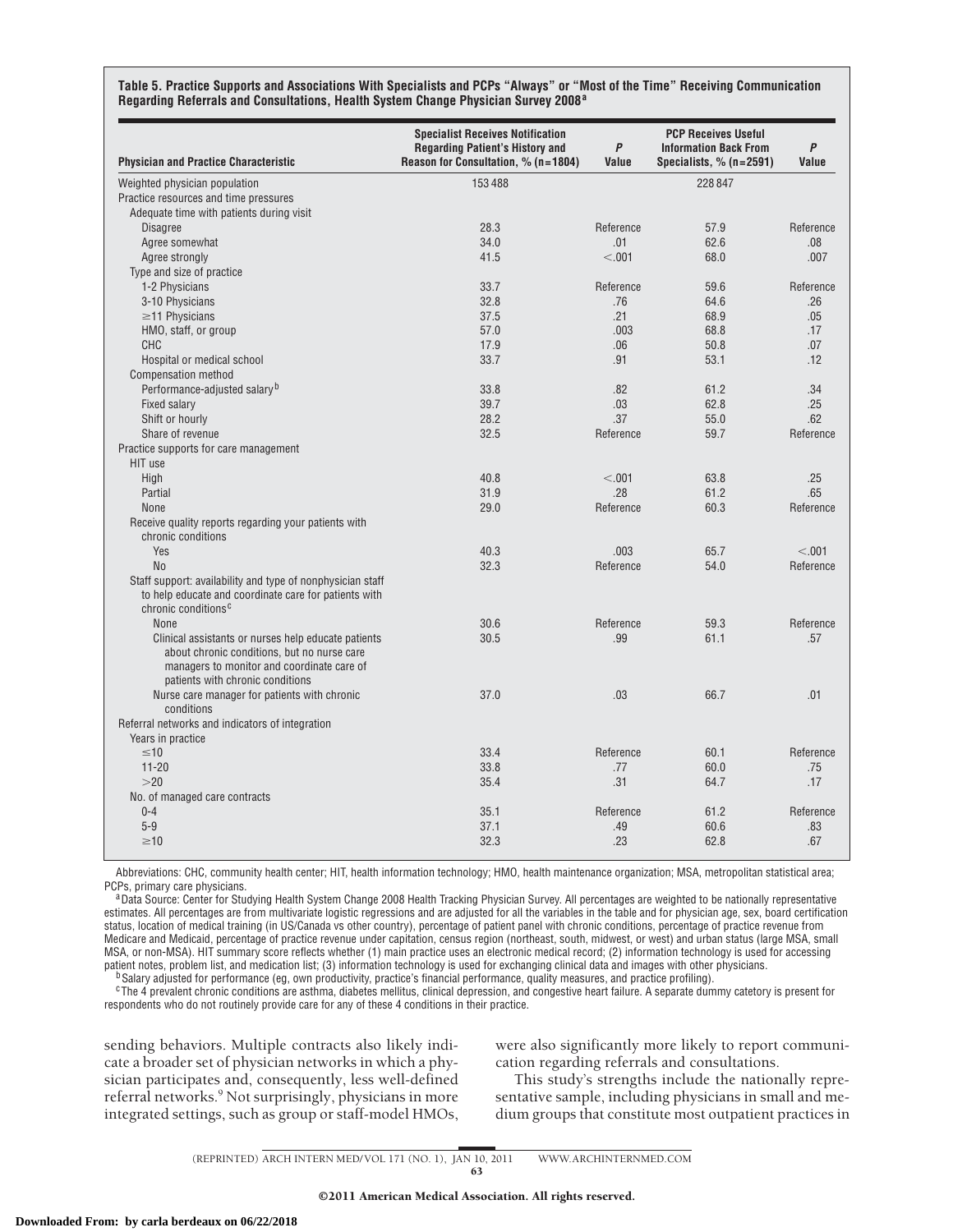**Table 5. Practice Supports and Associations With Specialists and PCPs "Always" or "Most of the Time" Receiving Communication Regarding Referrals and Consultations, Health System Change Physician Survey 2008[a]**

| Physician and Practice Characteristic | Specialist Receives Notification Regarding Patient's History and Reason for Consultation, % (n=1804) | *P* Value | PCP Receives Useful Information Back From Specialists, % (n=2591) | *P* Value |
|---|---|---|---|---|
| Weighted physician population | 153 488 | | 228 847 | |
| Practice resources and time pressures | | | | |
| Adequate time with patients during visit | | | | |
| Disagree | 28.3 | Reference | 57.9 | Reference |
| Agree somewhat | 34.0 | .01 | 62.6 | .08 |
| Agree strongly | 41.5 | <.001 | 68.0 | .007 |
| Type and size of practice | | | | |
| 1-2 Physicians | 33.7 | Reference | 59.6 | Reference |
| 3-10 Physicians | 32.8 | .76 | 64.6 | .26 |
| ≥11 Physicians | 37.5 | .21 | 68.9 | .05 |
| HMO, staff, or group | 57.0 | .003 | 68.8 | .17 |
| CHC | 17.9 | .06 | 50.8 | .07 |
| Hospital or medical school | 33.7 | .91 | 53.1 | .12 |
| Compensation method | | | | |
| Performance-adjusted salary[b] | 33.8 | .82 | 61.2 | .34 |
| Fixed salary | 39.7 | .03 | 62.8 | .25 |
| Shift or hourly | 28.2 | .37 | 55.0 | .62 |
| Share of revenue | 32.5 | Reference | 59.7 | Reference |
| Practice supports for care management | | | | |
| HIT use | | | | |
| High | 40.8 | <.001 | 63.8 | .25 |
| Partial | 31.9 | .28 | 61.2 | .65 |
| None | 29.0 | Reference | 60.3 | Reference |
| Receive quality reports regarding your patients with chronic conditions | | | | |
| Yes | 40.3 | .003 | 65.7 | <.001 |
| No | 32.3 | Reference | 54.0 | Reference |
| Staff support: availability and type of nonphysician staff to help educate and coordinate care for patients with chronic conditions[c] | | | | |
| None | 30.6 | Reference | 59.3 | Reference |
| Clinical assistants or nurses help educate patients about chronic conditions, but no nurse care managers to monitor and coordinate care of patients with chronic conditions | 30.5 | .99 | 61.1 | .57 |
| Nurse care manager for patients with chronic conditions | 37.0 | .03 | 66.7 | .01 |
| Referral networks and indicators of integration | | | | |
| Years in practice | | | | |
| ≤10 | 33.4 | Reference | 60.1 | Reference |
| 11-20 | 33.8 | .77 | 60.0 | .75 |
| >20 | 35.4 | .31 | 64.7 | .17 |
| No. of managed care contracts | | | | |
| 0-4 | 35.1 | Reference | 61.2 | Reference |
| 5-9 | 37.1 | .49 | 60.6 | .83 |
| ≥10 | 32.3 | .23 | 62.8 | .67 |

Abbreviations: CHC, community health center; HIT, health information technology; HMO, health maintenance organization; MSA, metropolitan statistical area; PCPs, primary care physicians.

[a] Data Source: Center for Studying Health System Change 2008 Health Tracking Physician Survey. All percentages are weighted to be nationally representative estimates. All percentages are from multivariate logistic regressions and are adjusted for all the variables in the table and for physician age, sex, board certification status, location of medical training (in US/Canada vs other country), percentage of patient panel with chronic conditions, percentage of practice revenue from Medicare and Medicaid, percentage of practice revenue under capitation, census region (northeast, south, midwest, or west) and urban status (large MSA, small MSA, or non-MSA). HIT summary score reflects whether (1) main practice uses an electronic medical record; (2) information technology is used for accessing patient notes, problem list, and medication list; (3) information technology is used for exchanging clinical data and images with other physicians.

[b] Salary adjusted for performance (eg, own productivity, practice's financial performance, quality measures, and practice profiling).

[c] The 4 prevalent chronic conditions are asthma, diabetes mellitus, clinical depression, and congestive heart failure. A separate dummy catetory is present for respondents who do not routinely provide care for any of these 4 conditions in their practice.

sending behaviors. Multiple contracts also likely indicate a broader set of physician networks in which a physician participates and, consequently, less well-defined referral networks.[9] Not surprisingly, physicians in more integrated settings, such as group or staff-model HMOs, were also significantly more likely to report communication regarding referrals and consultations.

This study's strengths include the nationally representative sample, including physicians in small and medium groups that constitute most outpatient practices in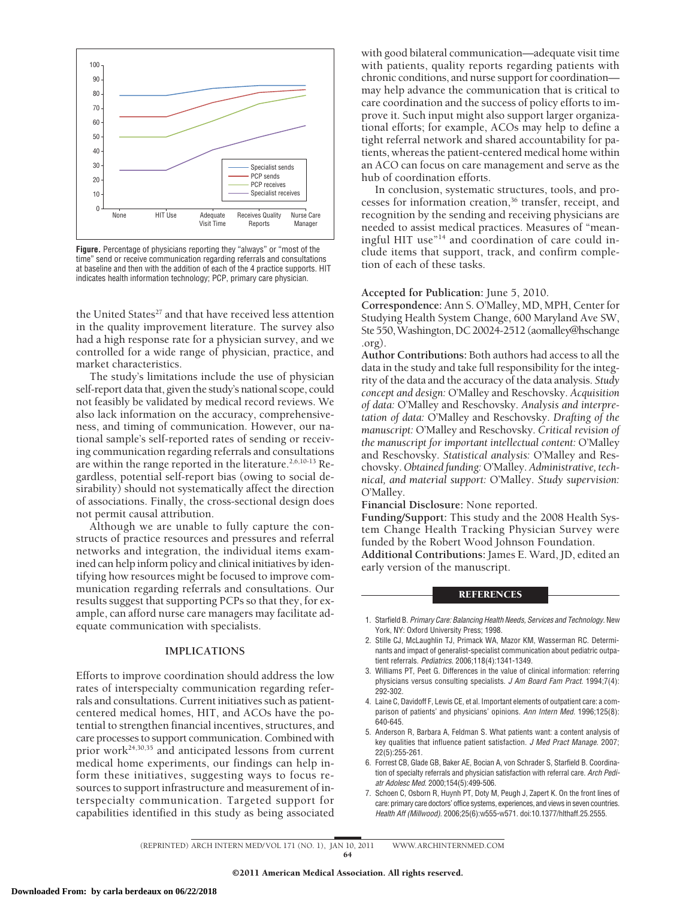100
90
80
70
60
50
40
30
20
10
0

None
HIT Use
Adequate Visit Time
Receives Quality Reports
Nurse Care Manager

Specialist sends
PCP sends
PCP receives
Specialist receives

**Figure.** Percentage of physicians reporting they "always" or "most of the time" send or receive communication regarding referrals and consultations at baseline and then with the addition of each of the 4 practice supports. HIT indicates health information technology; PCP, primary care physician.

the United States[27] and that have received less attention in the quality improvement literature. The survey also had a high response rate for a physician survey, and we controlled for a wide range of physician, practice, and market characteristics.

The study's limitations include the use of physician self-report data that, given the study's national scope, could not feasibly be validated by medical record reviews. We also lack information on the accuracy, comprehensiveness, and timing of communication. However, our national sample's self-reported rates of sending or receiving communication regarding referrals and consultations are within the range reported in the literature.[2,6,10-13] Regardless, potential self-report bias (owing to social desirability) should not systematically affect the direction of associations. Finally, the cross-sectional design does not permit causal attribution.

Although we are unable to fully capture the constructs of practice resources and pressures and referral networks and integration, the individual items examined can help inform policy and clinical initiatives by identifying how resources might be focused to improve communication regarding referrals and consultations. Our results suggest that supporting PCPs so that they, for example, can afford nurse care managers may facilitate adequate communication with specialists.

## IMPLICATIONS

Efforts to improve coordination should address the low rates of interspecialty communication regarding referrals and consultations. Current initiatives such as patient-centered medical homes, HIT, and ACOs have the potential to strengthen financial incentives, structures, and care processes to support communication. Combined with prior work[24,30,35] and anticipated lessons from current medical home experiments, our findings can help inform these initiatives, suggesting ways to focus resources to support infrastructure and measurement of interspecialty communication. Targeted support for capabilities identified in this study as being associated with good bilateral communication—adequate visit time with patients, quality reports regarding patients with chronic conditions, and nurse support for coordination—may help advance the communication that is critical to care coordination and the success of policy efforts to improve it. Such input might also support larger organizational efforts; for example, ACOs may help to define a tight referral network and shared accountability for patients, whereas the patient-centered medical home within an ACO can focus on care management and serve as the hub of coordination efforts.

In conclusion, systematic structures, tools, and processes for information creation,[36] transfer, receipt, and recognition by the sending and receiving physicians are needed to assist medical practices. Measures of "meaningful HIT use"[14] and coordination of care could include items that support, track, and confirm completion of each of these tasks.

**Accepted for Publication:** June 5, 2010.

**Correspondence:** Ann S. O'Malley, MD, MPH, Center for Studying Health System Change, 600 Maryland Ave SW, Ste 550, Washington, DC 20024-2512 (aomalley@hschange.org).

**Author Contributions:** Both authors had access to all the data in the study and take full responsibility for the integrity of the data and the accuracy of the data analysis. *Study concept and design:* O'Malley and Reschovsky. *Acquisition of data:* O'Malley and Reschovsky. *Analysis and interpretation of data:* O'Malley and Reschovsky. *Drafting of the manuscript:* O'Malley and Reschovsky. *Critical revision of the manuscript for important intellectual content:* O'Malley and Reschovsky. *Statistical analysis:* O'Malley and Reschovsky. *Obtained funding:* O'Malley. *Administrative, technical, and material support:* O'Malley. *Study supervision:* O'Malley.

**Financial Disclosure:** None reported.

**Funding/Support:** This study and the 2008 Health System Change Health Tracking Physician Survey were funded by the Robert Wood Johnson Foundation.

**Additional Contributions:** James E. Ward, JD, edited an early version of the manuscript.

## REFERENCES

1. Starfield B. *Primary Care: Balancing Health Needs, Services and Technology.* New York, NY: Oxford University Press; 1998.
2. Stille CJ, McLaughlin TJ, Primack WA, Mazor KM, Wasserman RC. Determinants and impact of generalist-specialist communication about pediatric outpatient referrals. *Pediatrics.* 2006;118(4):1341-1349.
3. Williams PT, Peet G. Differences in the value of clinical information: referring physicians versus consulting specialists. *J Am Board Fam Pract.* 1994;7(4):292-302.
4. Laine C, Davidoff F, Lewis CE, et al. Important elements of outpatient care: a comparison of patients' and physicians' opinions. *Ann Intern Med.* 1996;125(8):640-645.
5. Anderson R, Barbara A, Feldman S. What patients want: a content analysis of key qualities that influence patient satisfaction. *J Med Pract Manage.* 2007;22(5):255-261.
6. Forrest CB, Glade GB, Baker AE, Bocian A, von Schrader S, Starfield B. Coordination of specialty referrals and physician satisfaction with referral care. *Arch Pediatr Adolesc Med.* 2000;154(5):499-506.
7. Schoen C, Osborn R, Huynh PT, Doty M, Peugh J, Zapert K. On the front lines of care: primary care doctors' office systems, experiences, and views in seven countries. *Health Aff (Millwood).* 2006;25(6):w555-w571. doi:10.1377/hlthaff.25.2555.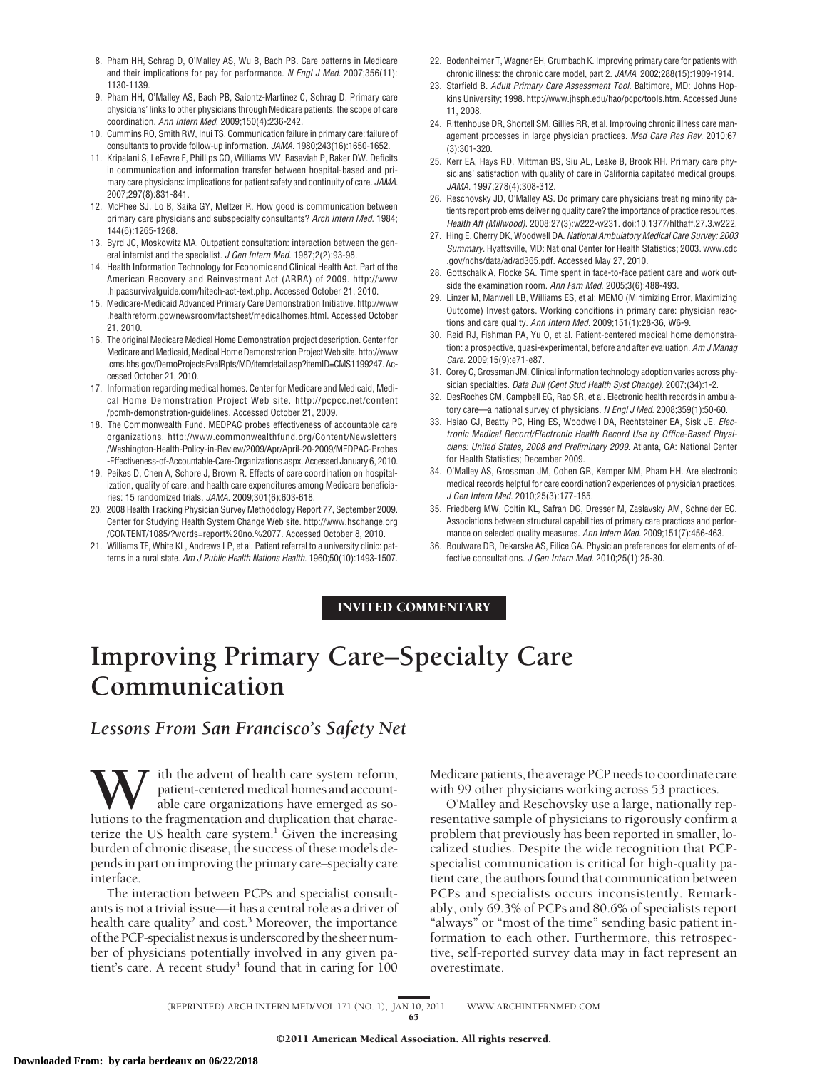8. Pham HH, Schrag D, O'Malley AS, Wu B, Bach PB. Care patterns in Medicare and their implications for pay for performance. *N Engl J Med*. 2007;356(11):1130-1139.
9. Pham HH, O'Malley AS, Bach PB, Saiontz-Martinez C, Schrag D. Primary care physicians' links to other physicians through Medicare patients: the scope of care coordination. *Ann Intern Med*. 2009;150(4):236-242.
10. Cummins RO, Smith RW, Inui TS. Communication failure in primary care: failure of consultants to provide follow-up information. *JAMA*. 1980;243(16):1650-1652.
11. Kripalani S, LeFevre F, Phillips CO, Williams MV, Basaviah P, Baker DW. Deficits in communication and information transfer between hospital-based and primary care physicians: implications for patient safety and continuity of care. *JAMA*. 2007;297(8):831-841.
12. McPhee SJ, Lo B, Saika GY, Meltzer R. How good is communication between primary care physicians and subspecialty consultants? *Arch Intern Med*. 1984;144(6):1265-1268.
13. Byrd JC, Moskowitz MA. Outpatient consultation: interaction between the general internist and the specialist. *J Gen Intern Med*. 1987;2(2):93-98.
14. Health Information Technology for Economic and Clinical Health Act. Part of the American Recovery and Reinvestment Act (ARRA) of 2009. http://www.hipaasurvivalguide.com/hitech-act-text.php. Accessed October 21, 2010.
15. Medicare-Medicaid Advanced Primary Care Demonstration Initiative. http://www.healthreform.gov/newsroom/factsheet/medicalhomes.html. Accessed October 21, 2010.
16. The original Medicare Medical Home Demonstration project description. Center for Medicare and Medicaid, Medical Home Demonstration Project Web site. http://www.cms.hhs.gov/DemoProjectsEvalRpts/MD/itemdetail.asp?itemID=CMS1199247. Accessed October 21, 2010.
17. Information regarding medical homes. Center for Medicare and Medicaid, Medical Home Demonstration Project Web site. http://pcpcc.net/content/pcmh-demonstration-guidelines. Accessed October 21, 2009.
18. The Commonwealth Fund. MEDPAC probes effectiveness of accountable care organizations. http://www.commonwealthfund.org/Content/Newsletters/Washington-Health-Policy-in-Review/2009/Apr/April-20-2009/MEDPAC-Probes-Effectiveness-of-Accountable-Care-Organizations.aspx. Accessed January 6, 2010.
19. Peikes D, Chen A, Schore J, Brown R. Effects of care coordination on hospitalization, quality of care, and health care expenditures among Medicare beneficiaries: 15 randomized trials. *JAMA*. 2009;301(6):603-618.
20. 2008 Health Tracking Physician Survey Methodology Report 77, September 2009. Center for Studying Health System Change Web site. http://www.hschange.org/CONTENT/1085/?words=report%20no.%2077. Accessed October 8, 2010.
21. Williams TF, White KL, Andrews LP, et al. Patient referral to a university clinic: patterns in a rural state. *Am J Public Health Nations Health*. 1960;50(10):1493-1507.
22. Bodenheimer T, Wagner EH, Grumbach K. Improving primary care for patients with chronic illness: the chronic care model, part 2. *JAMA*. 2002;288(15):1909-1914.
23. Starfield B. *Adult Primary Care Assessment Tool*. Baltimore, MD: Johns Hopkins University; 1998. http://www.jhsph.edu/hao/pcpc/tools.htm. Accessed June 11, 2008.
24. Rittenhouse DR, Shortell SM, Gillies RR, et al. Improving chronic illness care management processes in large physician practices. *Med Care Res Rev*. 2010;67(3):301-320.
25. Kerr EA, Hays RD, Mittman BS, Siu AL, Leake B, Brook RH. Primary care physicians' satisfaction with quality of care in California capitated medical groups. *JAMA*. 1997;278(4):308-312.
26. Reschovsky JD, O'Malley AS. Do primary care physicians treating minority patients report problems delivering quality care? the importance of practice resources. *Health Aff (Millwood)*. 2008;27(3):w222-w231. doi:10.1377/hlthaff.27.3.w222.
27. Hing E, Cherry DK, Woodwell DA. *National Ambulatory Medical Care Survey: 2003 Summary*. Hyattsville, MD: National Center for Health Statistics; 2003. www.cdc.gov/nchs/data/ad/ad365.pdf. Accessed May 27, 2010.
28. Gottschalk A, Flocke SA. Time spent in face-to-face patient care and work outside the examination room. *Ann Fam Med*. 2005;3(6):488-493.
29. Linzer M, Manwell LB, Williams ES, et al; MEMO (Minimizing Error, Maximizing Outcome) Investigators. Working conditions in primary care: physician reactions and care quality. *Ann Intern Med*. 2009;151(1):28-36, W6-9.
30. Reid RJ, Fishman PA, Yu O, et al. Patient-centered medical home demonstration: a prospective, quasi-experimental, before and after evaluation. *Am J Manag Care*. 2009;15(9):e71-e87.
31. Corey C, Grossman JM. Clinical information technology adoption varies across physician specialties. *Data Bull (Cent Stud Health Syst Change)*. 2007;(34):1-2.
32. DesRoches CM, Campbell EG, Rao SR, et al. Electronic health records in ambulatory care—a national survey of physicians. *N Engl J Med*. 2008;359(1):50-60.
33. Hsiao CJ, Beatty PC, Hing ES, Woodwell DA, Rechtsteiner EA, Sisk JE. *Electronic Medical Record/Electronic Health Record Use by Office-Based Physicians: United States, 2008 and Preliminary 2009*. Atlanta, GA: National Center for Health Statistics; December 2009.
34. O'Malley AS, Grossman JM, Cohen GR, Kemper NM, Pham HH. Are electronic medical records helpful for care coordination? experiences of physician practices. *J Gen Intern Med*. 2010;25(3):177-185.
35. Friedberg MW, Coltin KL, Safran DG, Dresser M, Zaslavsky AM, Schneider EC. Associations between structural capabilities of primary care practices and performance on selected quality measures. *Ann Intern Med*. 2009;151(7):456-463.
36. Boulware DR, Dekarske AS, Filice GA. Physician preferences for elements of effective consultations. *J Gen Intern Med*. 2010;25(1):25-30.

**INVITED COMMENTARY**

# Improving Primary Care–Specialty Care Communication

## *Lessons From San Francisco's Safety Net*

With the advent of health care system reform, patient-centered medical homes and accountable care organizations have emerged as solutions to the fragmentation and duplication that characterize the US health care system.[1] Given the increasing burden of chronic disease, the success of these models depends in part on improving the primary care–specialty care interface.

The interaction between PCPs and specialist consultants is not a trivial issue—it has a central role as a driver of health care quality[2] and cost.[3] Moreover, the importance of the PCP-specialist nexus is underscored by the sheer number of physicians potentially involved in any given patient's care. A recent study[4] found that in caring for 100 Medicare patients, the average PCP needs to coordinate care with 99 other physicians working across 53 practices.

O'Malley and Reschovsky use a large, nationally representative sample of physicians to rigorously confirm a problem that previously has been reported in smaller, localized studies. Despite the wide recognition that PCP-specialist communication is critical for high-quality patient care, the authors found that communication between PCPs and specialists occurs inconsistently. Remarkably, only 69.3% of PCPs and 80.6% of specialists report "always" or "most of the time" sending basic patient information to each other. Furthermore, this retrospective, self-reported survey data may in fact represent an overestimate.